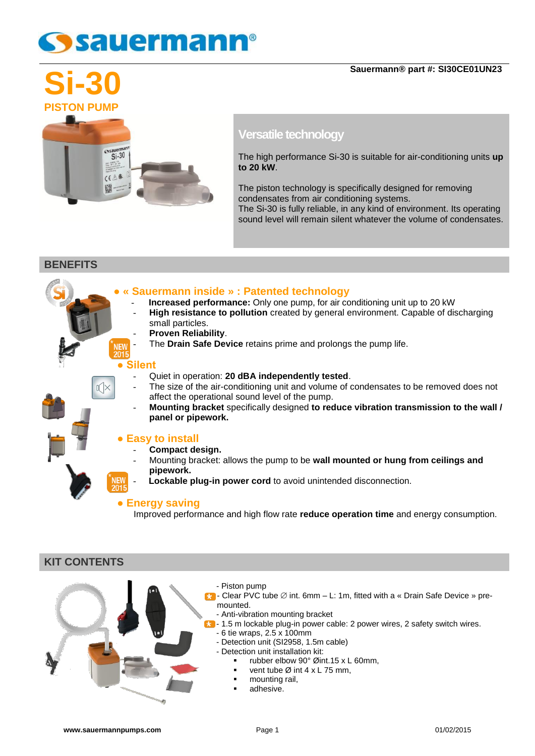Sauermann® part #: SI30CE01UN23

# Si-30

## PISTON PUMP

### Versatile technology

The high performance Si-30 is suitable for air-conditioning units **up to 20 kW**.

The piston technology is specifically designed for removing condensates from air conditioning systems.
The Si-30 is fully reliable, in any kind of environment. Its operating sound level will remain silent whatever the volume of condensates.

## BENEFITS

### • « Sauermann inside » : Patented technology

- **Increased performance:** Only one pump, for air conditioning unit up to 20 kW
- **High resistance to pollution** created by general environment. Capable of discharging small particles.
- **Proven Reliability**.
- NEW 2015 - The **Drain Safe Device** retains prime and prolongs the pump life.

### • Silent

- Quiet in operation: **20 dBA independently tested**.
- The size of the air-conditioning unit and volume of condensates to be removed does not affect the operational sound level of the pump.
- **Mounting bracket** specifically designed **to reduce vibration transmission to the wall / panel or pipework.**

### • Easy to install

- **Compact design.**
- Mounting bracket: allows the pump to be **wall mounted or hung from ceilings and pipework.**
- NEW 2015 - **Lockable plug-in power cord** to avoid unintended disconnection.

### • Energy saving

Improved performance and high flow rate **reduce operation time** and energy consumption.

## KIT CONTENTS

- Piston pump
- Clear PVC tube ∅ int. 6mm – L: 1m, fitted with a « Drain Safe Device » pre-mounted.
- Anti-vibration mounting bracket
- 1.5 m lockable plug-in power cable: 2 power wires, 2 safety switch wires.
- 6 tie wraps, 2.5 x 100mm
- Detection unit (SI2958, 1.5m cable)
- Detection unit installation kit:
  - rubber elbow 90° Øint.15 x L 60mm,
  - vent tube Ø int 4 x L 75 mm,
  - mounting rail,
  - adhesive.

www.sauermannpumps.com 01/02/2015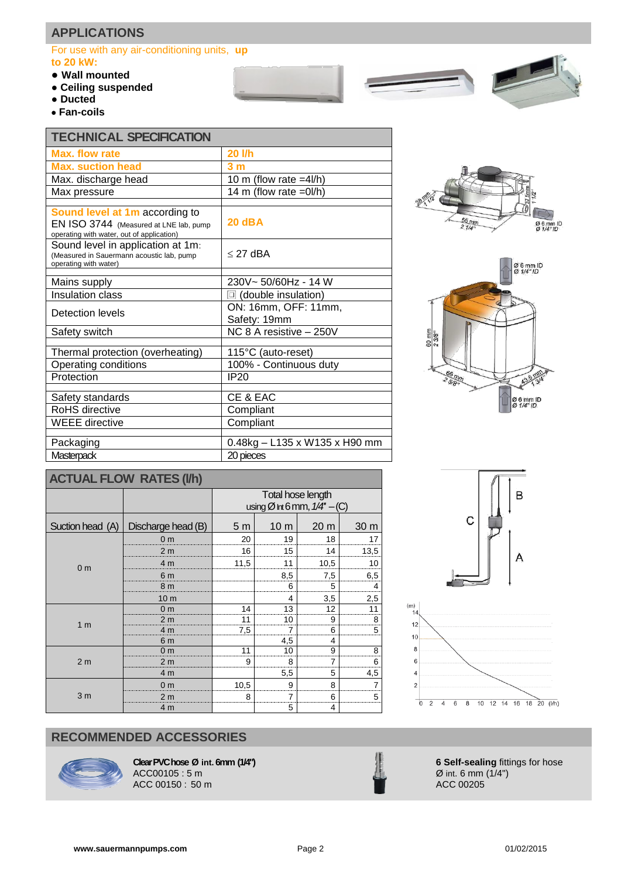## APPLICATIONS

For use with any air-conditioning units, **up to 20 kW:**

- **Wall mounted**
- **Ceiling suspended**
- **Ducted**
- **Fan-coils**

| TECHNICAL SPECIFICATION | |
|---|---|
| **Max. flow rate** | **20 l/h** |
| **Max. suction head** | **3 m** |
| Max. discharge head | 10 m (flow rate =4l/h) |
| Max pressure | 14 m (flow rate =0l/h) |
| **Sound level at 1m** according to EN ISO 3744 (Measured at LNE lab, pump operating with water, out of application) | **20 dBA** |
| Sound level in application at 1m: (Measured in Sauermann acoustic lab, pump operating with water) | ≤ 27 dBA |
| Mains supply | 230V~ 50/60Hz - 14 W |
| Insulation class | ▢ (double insulation) |
| Detection levels | ON: 16mm, OFF: 11mm, Safety: 19mm |
| Safety switch | NC 8 A resistive – 250V |
| Thermal protection (overheating) | 115°C (auto-reset) |
| Operating conditions | 100% - Continuous duty |
| Protection | IP20 |
| Safety standards | CE & EAC |
| RoHS directive | Compliant |
| WEEE directive | Compliant |
| Packaging | 0.48kg – L135 x W135 x H90 mm |
| Masterpack | 20 pieces |

38 mm 1 1/2"
55 mm 2 1/4"
37.5mm 1 1/2"
Ø 6 mm ID Ø 1/4" ID
60 mm 2 3/8"
66 mm 2 5/8"
43.5 mm 1 3/4"

## ACTUAL FLOW RATES (l/h)

| | | Total hose length using Ø Int 6 mm, 1/4" – (C) | | | |
|---|---|---|---|---|---|
| Suction head (A) | Discharge head (B) | 5 m | 10 m | 20 m | 30 m |
| 0 m | 0 m | 20 | 19 | 18 | 17 |
| | 2 m | 16 | 15 | 14 | 13,5 |
| | 4 m | 11,5 | 11 | 10,5 | 10 |
| | 6 m | | 8,5 | 7,5 | 6,5 |
| | 8 m | | 6 | 5 | 4 |
| | 10 m | | 4 | 3,5 | 2,5 |
| 1 m | 0 m | 14 | 13 | 12 | 11 |
| | 2 m | 11 | 10 | 9 | 8 |
| | 4 m | 7,5 | 7 | 6 | 5 |
| | 6 m | | 4,5 | 4 | |
| 2 m | 0 m | 11 | 10 | 9 | 8 |
| | 2 m | 9 | 8 | 7 | 6 |
| | 4 m | | 5,5 | 5 | 4,5 |
| 3 m | 0 m | 10,5 | 9 | 8 | 7 |
| | 2 m | 8 | 7 | 6 | 5 |
| | 4 m | | 5 | 4 | |

C
B
A

(m)
14
12
10
8
6
4
2
0 2 4 6 8 10 12 14 16 18 20 (l/h)

## RECOMMENDED ACCESSORIES

**Clear PVC hose Ø int. 6mm (1/4")**
ACC00105 : 5 m
ACC 00150 : 50 m

**6 Self-sealing** fittings for hose Ø int. 6 mm (1/4")
ACC 00205

www.sauermannpumps.com
01/02/2015